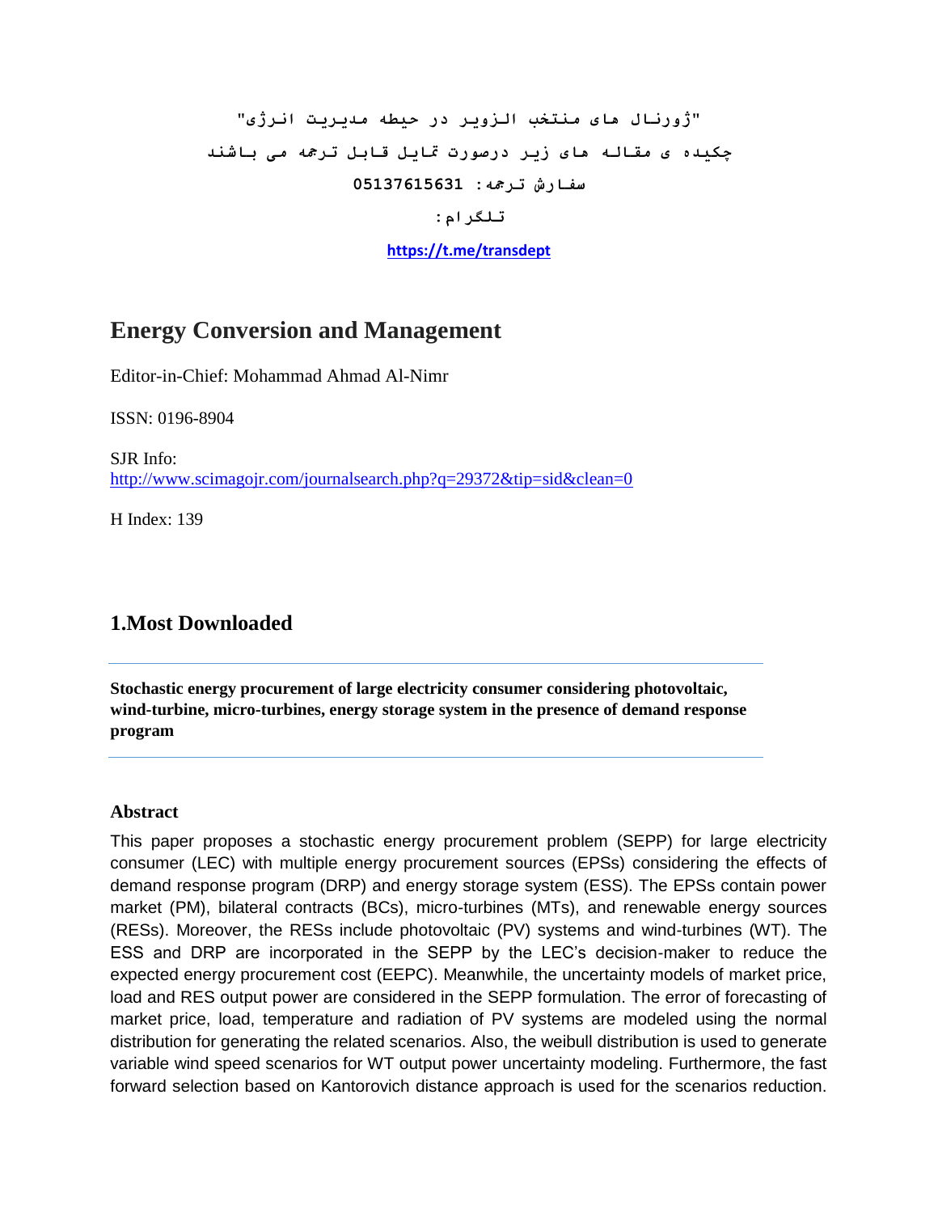"ژورنال های منتخب الزویر در حیطه مدیریت انرژی"

چکیده ی مقاله های زیر درصورت تمایل قابل ترجمه می باشند

سفارش ترجمه: 05137615631

تلگرام:

https://t.me/transdept

# Energy Conversion and Management

Editor-in-Chief: Mohammad Ahmad Al-Nimr

ISSN: 0196-8904

SJR Info:
http://www.scimagojr.com/journalsearch.php?q=29372&tip=sid&clean=0

H Index: 139

## 1.Most Downloaded

**Stochastic energy procurement of large electricity consumer considering photovoltaic, wind-turbine, micro-turbines, energy storage system in the presence of demand response program**

### Abstract

This paper proposes a stochastic energy procurement problem (SEPP) for large electricity consumer (LEC) with multiple energy procurement sources (EPSs) considering the effects of demand response program (DRP) and energy storage system (ESS). The EPSs contain power market (PM), bilateral contracts (BCs), micro-turbines (MTs), and renewable energy sources (RESs). Moreover, the RESs include photovoltaic (PV) systems and wind-turbines (WT). The ESS and DRP are incorporated in the SEPP by the LEC's decision-maker to reduce the expected energy procurement cost (EEPC). Meanwhile, the uncertainty models of market price, load and RES output power are considered in the SEPP formulation. The error of forecasting of market price, load, temperature and radiation of PV systems are modeled using the normal distribution for generating the related scenarios. Also, the weibull distribution is used to generate variable wind speed scenarios for WT output power uncertainty modeling. Furthermore, the fast forward selection based on Kantorovich distance approach is used for the scenarios reduction.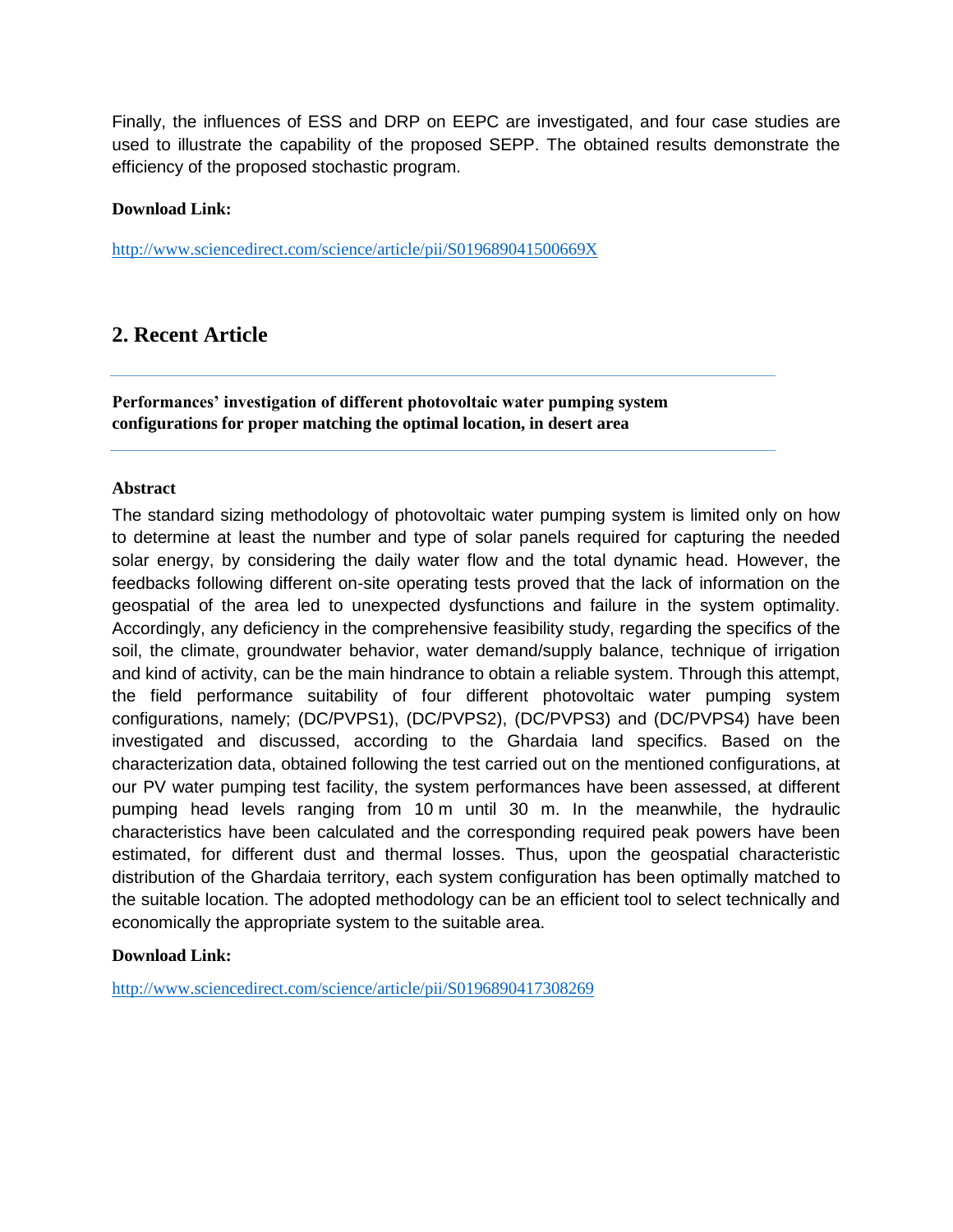Finally, the influences of ESS and DRP on EEPC are investigated, and four case studies are used to illustrate the capability of the proposed SEPP. The obtained results demonstrate the efficiency of the proposed stochastic program.

**Download Link:**

http://www.sciencedirect.com/science/article/pii/S019689041500669X

## 2. Recent Article

---

**Performances' investigation of different photovoltaic water pumping system configurations for proper matching the optimal location, in desert area**

---

**Abstract**

The standard sizing methodology of photovoltaic water pumping system is limited only on how to determine at least the number and type of solar panels required for capturing the needed solar energy, by considering the daily water flow and the total dynamic head. However, the feedbacks following different on-site operating tests proved that the lack of information on the geospatial of the area led to unexpected dysfunctions and failure in the system optimality. Accordingly, any deficiency in the comprehensive feasibility study, regarding the specifics of the soil, the climate, groundwater behavior, water demand/supply balance, technique of irrigation and kind of activity, can be the main hindrance to obtain a reliable system. Through this attempt, the field performance suitability of four different photovoltaic water pumping system configurations, namely; (DC/PVPS1), (DC/PVPS2), (DC/PVPS3) and (DC/PVPS4) have been investigated and discussed, according to the Ghardaia land specifics. Based on the characterization data, obtained following the test carried out on the mentioned configurations, at our PV water pumping test facility, the system performances have been assessed, at different pumping head levels ranging from 10 m until 30 m. In the meanwhile, the hydraulic characteristics have been calculated and the corresponding required peak powers have been estimated, for different dust and thermal losses. Thus, upon the geospatial characteristic distribution of the Ghardaia territory, each system configuration has been optimally matched to the suitable location. The adopted methodology can be an efficient tool to select technically and economically the appropriate system to the suitable area.

**Download Link:**

http://www.sciencedirect.com/science/article/pii/S0196890417308269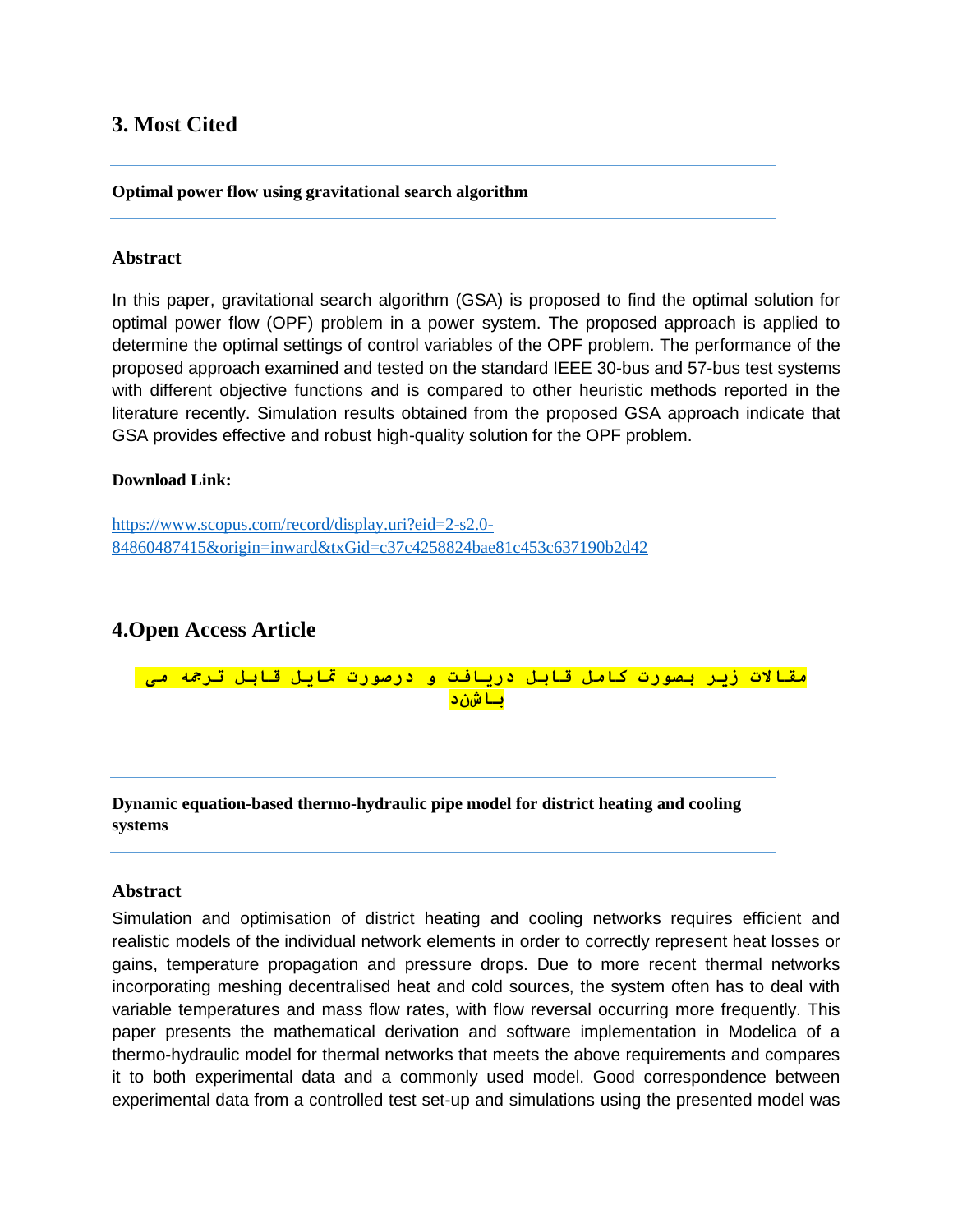## 3. Most Cited

**Optimal power flow using gravitational search algorithm**

### Abstract

In this paper, gravitational search algorithm (GSA) is proposed to find the optimal solution for optimal power flow (OPF) problem in a power system. The proposed approach is applied to determine the optimal settings of control variables of the OPF problem. The performance of the proposed approach examined and tested on the standard IEEE 30-bus and 57-bus test systems with different objective functions and is compared to other heuristic methods reported in the literature recently. Simulation results obtained from the proposed GSA approach indicate that GSA provides effective and robust high-quality solution for the OPF problem.

**Download Link:**

https://www.scopus.com/record/display.uri?eid=2-s2.0-84860487415&origin=inward&txGid=c37c4258824bae81c453c637190b2d42

## 4.Open Access Article

مقالات زیر بصورت کامل قابل دریافت و درصورت تمایل قابل ترجمه می باشند

**Dynamic equation-based thermo-hydraulic pipe model for district heating and cooling systems**

### Abstract

Simulation and optimisation of district heating and cooling networks requires efficient and realistic models of the individual network elements in order to correctly represent heat losses or gains, temperature propagation and pressure drops. Due to more recent thermal networks incorporating meshing decentralised heat and cold sources, the system often has to deal with variable temperatures and mass flow rates, with flow reversal occurring more frequently. This paper presents the mathematical derivation and software implementation in Modelica of a thermo-hydraulic model for thermal networks that meets the above requirements and compares it to both experimental data and a commonly used model. Good correspondence between experimental data from a controlled test set-up and simulations using the presented model was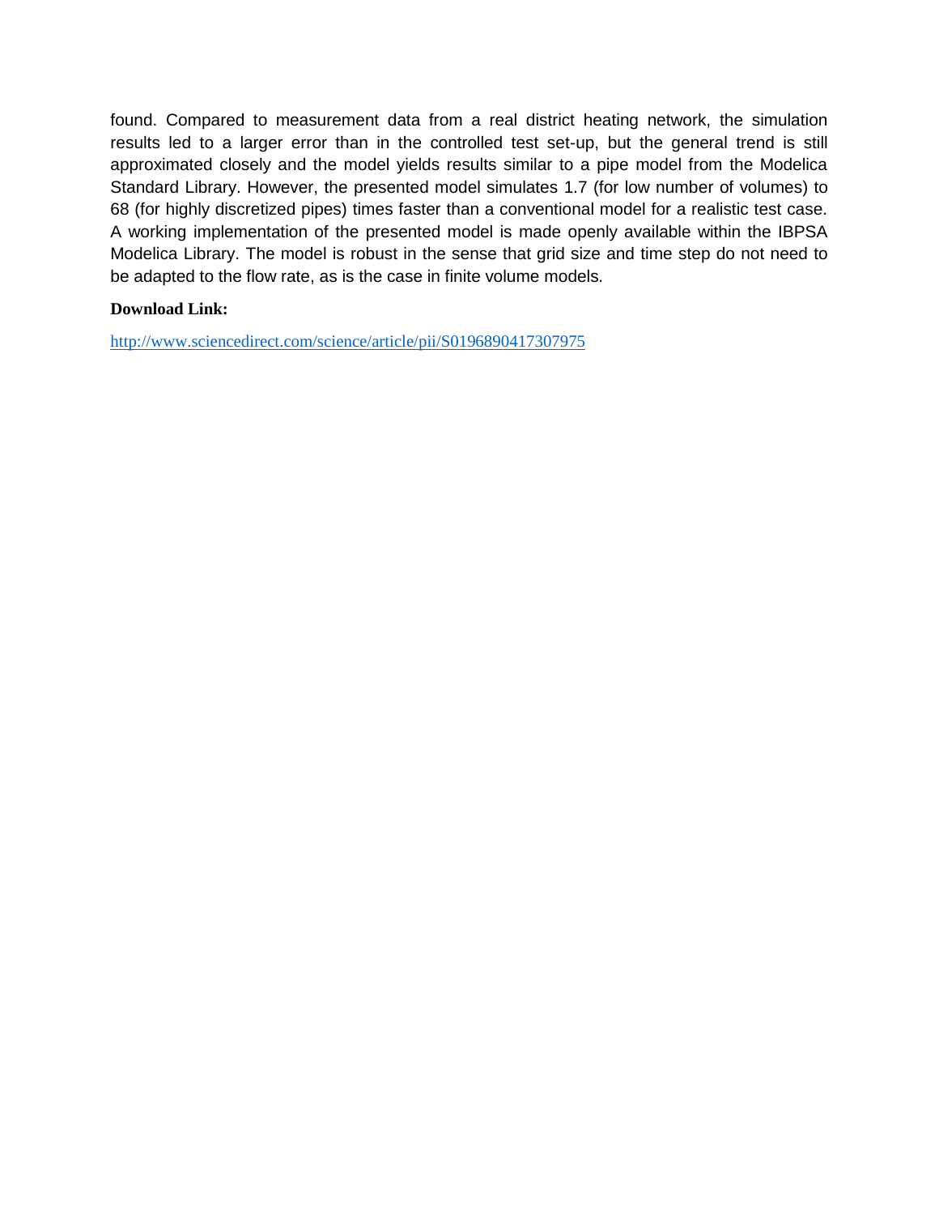found. Compared to measurement data from a real district heating network, the simulation results led to a larger error than in the controlled test set-up, but the general trend is still approximated closely and the model yields results similar to a pipe model from the Modelica Standard Library. However, the presented model simulates 1.7 (for low number of volumes) to 68 (for highly discretized pipes) times faster than a conventional model for a realistic test case. A working implementation of the presented model is made openly available within the IBPSA Modelica Library. The model is robust in the sense that grid size and time step do not need to be adapted to the flow rate, as is the case in finite volume models.

**Download Link:**

http://www.sciencedirect.com/science/article/pii/S0196890417307975